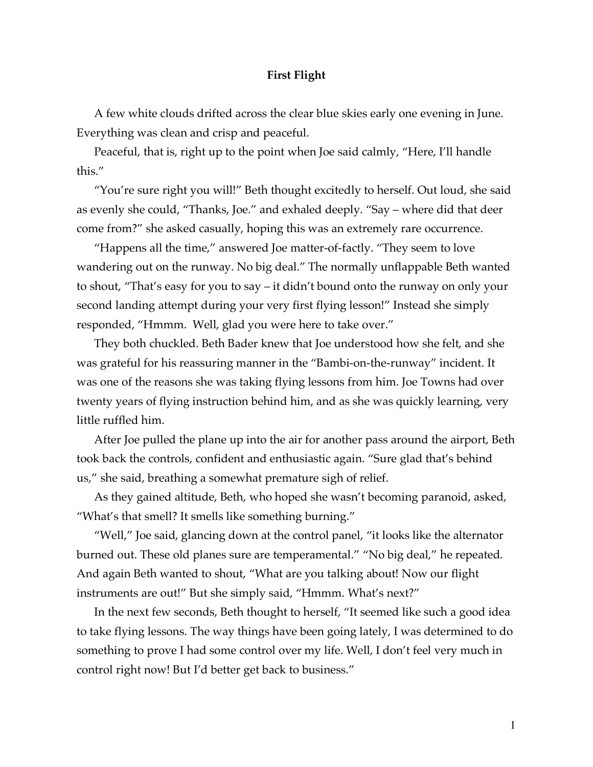**First Flight**

A few white clouds drifted across the clear blue skies early one evening in June. Everything was clean and crisp and peaceful.

Peaceful, that is, right up to the point when Joe said calmly, "Here, I'll handle this."

"You're sure right you will!" Beth thought excitedly to herself. Out loud, she said as evenly she could, "Thanks, Joe." and exhaled deeply. "Say – where did that deer come from?" she asked casually, hoping this was an extremely rare occurrence.

"Happens all the time," answered Joe matter-of-factly. "They seem to love wandering out on the runway. No big deal." The normally unflappable Beth wanted to shout, "That's easy for you to say – it didn't bound onto the runway on only your second landing attempt during your very first flying lesson!" Instead she simply responded, "Hmmm. Well, glad you were here to take over."

They both chuckled. Beth Bader knew that Joe understood how she felt, and she was grateful for his reassuring manner in the "Bambi-on-the-runway" incident. It was one of the reasons she was taking flying lessons from him. Joe Towns had over twenty years of flying instruction behind him, and as she was quickly learning, very little ruffled him.

After Joe pulled the plane up into the air for another pass around the airport, Beth took back the controls, confident and enthusiastic again. "Sure glad that's behind us," she said, breathing a somewhat premature sigh of relief.

As they gained altitude, Beth, who hoped she wasn't becoming paranoid, asked, "What's that smell? It smells like something burning."

"Well," Joe said, glancing down at the control panel, "it looks like the alternator burned out. These old planes sure are temperamental." "No big deal," he repeated. And again Beth wanted to shout, "What are you talking about! Now our flight instruments are out!" But she simply said, "Hmmm. What's next?"

In the next few seconds, Beth thought to herself, "It seemed like such a good idea to take flying lessons. The way things have been going lately, I was determined to do something to prove I had some control over my life. Well, I don't feel very much in control right now! But I'd better get back to business."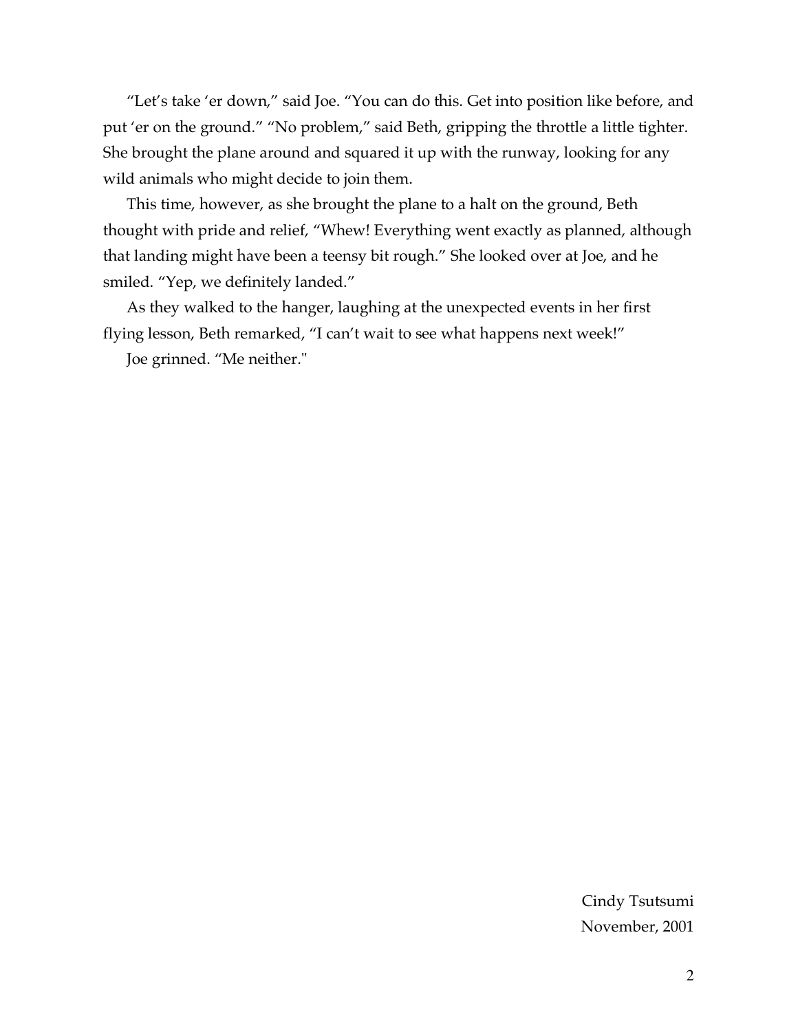"Let's take 'er down," said Joe. "You can do this. Get into position like before, and put 'er on the ground." "No problem," said Beth, gripping the throttle a little tighter. She brought the plane around and squared it up with the runway, looking for any wild animals who might decide to join them.

This time, however, as she brought the plane to a halt on the ground, Beth thought with pride and relief, "Whew! Everything went exactly as planned, although that landing might have been a teensy bit rough." She looked over at Joe, and he smiled. "Yep, we definitely landed."

As they walked to the hanger, laughing at the unexpected events in her first flying lesson, Beth remarked, "I can't wait to see what happens next week!"

Joe grinned. "Me neither."

Cindy Tsutsumi
November, 2001